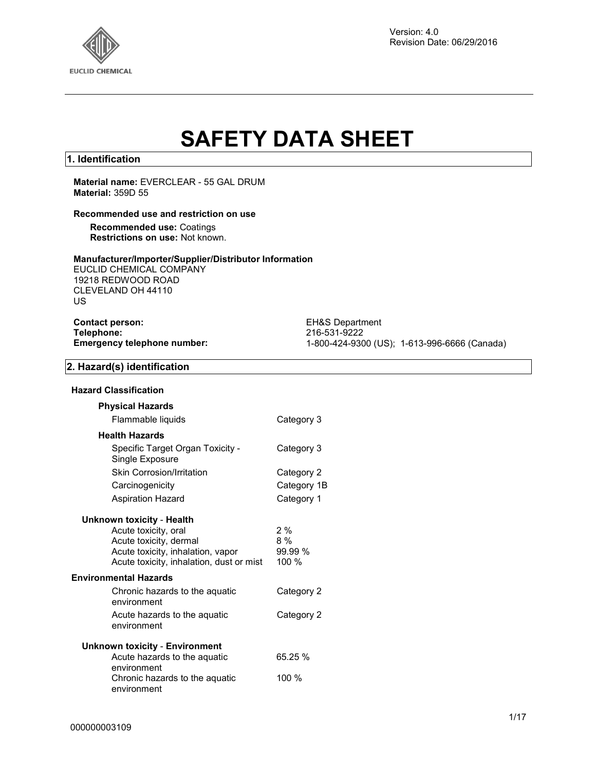Version: 4.0
Revision Date: 06/29/2016

# SAFETY DATA SHEET

## 1. Identification

**Material name:** EVERCLEAR - 55 GAL DRUM
**Material:** 359D 55

**Recommended use and restriction on use**

**Recommended use:** Coatings
**Restrictions on use:** Not known.

**Manufacturer/Importer/Supplier/Distributor Information**
EUCLID CHEMICAL COMPANY
19218 REDWOOD ROAD
CLEVELAND OH 44110
US

| | |
|---|---|
| **Contact person:** | EH&S Department |
| **Telephone:** | 216-531-9222 |
| **Emergency telephone number:** | 1-800-424-9300 (US); 1-613-996-6666 (Canada) |

## 2. Hazard(s) identification

**Hazard Classification**

**Physical Hazards**

| | |
|---|---|
| Flammable liquids | Category 3 |

**Health Hazards**

| | |
|---|---|
| Specific Target Organ Toxicity - Single Exposure | Category 3 |
| Skin Corrosion/Irritation | Category 2 |
| Carcinogenicity | Category 1B |
| Aspiration Hazard | Category 1 |

**Unknown toxicity - Health**

| | |
|---|---|
| Acute toxicity, oral | 2 % |
| Acute toxicity, dermal | 8 % |
| Acute toxicity, inhalation, vapor | 99.99 % |
| Acute toxicity, inhalation, dust or mist | 100 % |

**Environmental Hazards**

| | |
|---|---|
| Chronic hazards to the aquatic environment | Category 2 |
| Acute hazards to the aquatic environment | Category 2 |

**Unknown toxicity - Environment**

| | |
|---|---|
| Acute hazards to the aquatic environment | 65.25 % |
| Chronic hazards to the aquatic environment | 100 % |

000000003109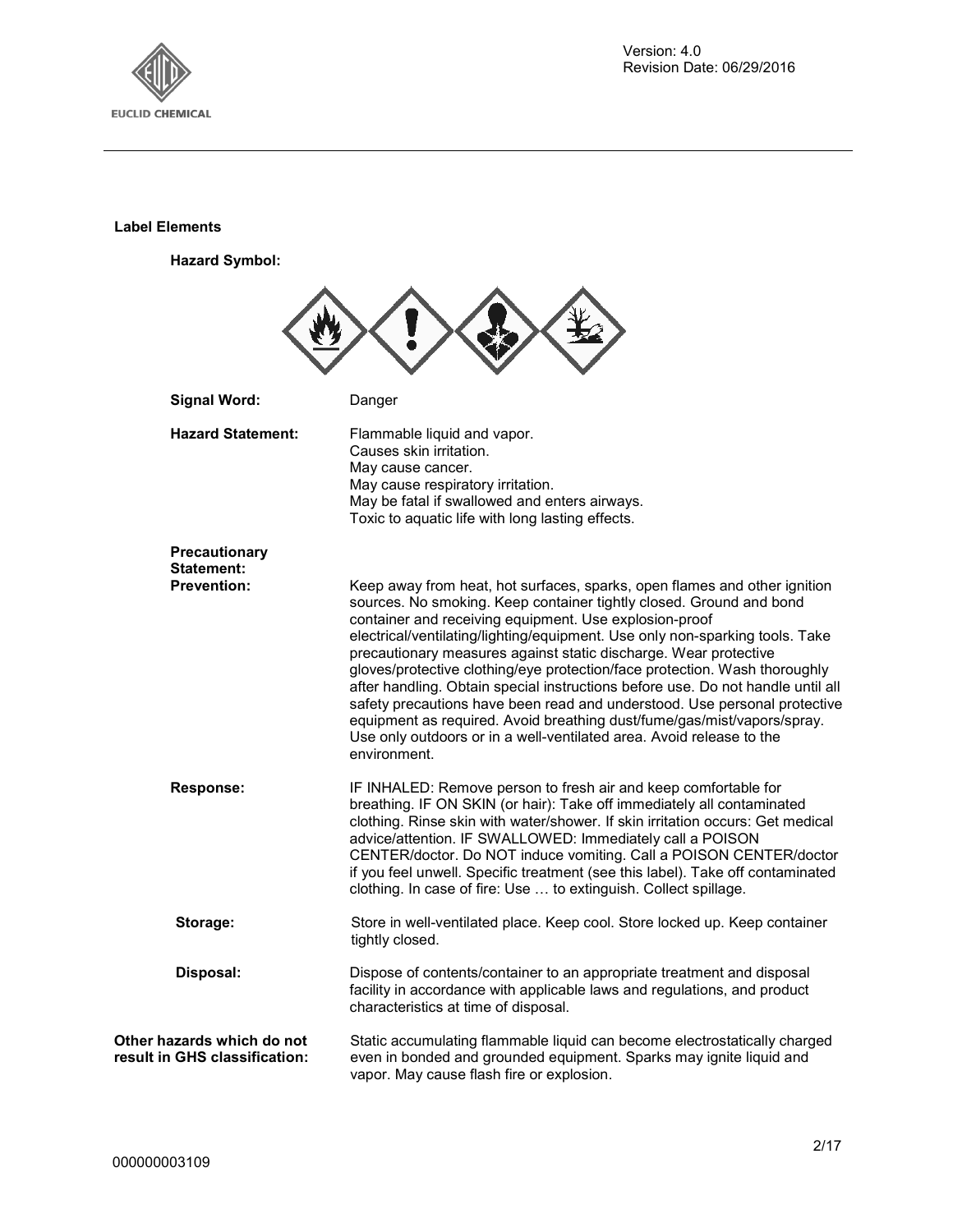**Label Elements**

**Hazard Symbol:**

**Signal Word:** Danger

**Hazard Statement:**
Flammable liquid and vapor.
Causes skin irritation.
May cause cancer.
May cause respiratory irritation.
May be fatal if swallowed and enters airways.
Toxic to aquatic life with long lasting effects.

**Precautionary Statement:**

**Prevention:** Keep away from heat, hot surfaces, sparks, open flames and other ignition sources. No smoking. Keep container tightly closed. Ground and bond container and receiving equipment. Use explosion-proof electrical/ventilating/lighting/equipment. Use only non-sparking tools. Take precautionary measures against static discharge. Wear protective gloves/protective clothing/eye protection/face protection. Wash thoroughly after handling. Obtain special instructions before use. Do not handle until all safety precautions have been read and understood. Use personal protective equipment as required. Avoid breathing dust/fume/gas/mist/vapors/spray. Use only outdoors or in a well-ventilated area. Avoid release to the environment.

**Response:** IF INHALED: Remove person to fresh air and keep comfortable for breathing. IF ON SKIN (or hair): Take off immediately all contaminated clothing. Rinse skin with water/shower. If skin irritation occurs: Get medical advice/attention. IF SWALLOWED: Immediately call a POISON CENTER/doctor. Do NOT induce vomiting. Call a POISON CENTER/doctor if you feel unwell. Specific treatment (see this label). Take off contaminated clothing. In case of fire: Use … to extinguish. Collect spillage.

**Storage:** Store in well-ventilated place. Keep cool. Store locked up. Keep container tightly closed.

**Disposal:** Dispose of contents/container to an appropriate treatment and disposal facility in accordance with applicable laws and regulations, and product characteristics at time of disposal.

**Other hazards which do not result in GHS classification:** Static accumulating flammable liquid can become electrostatically charged even in bonded and grounded equipment. Sparks may ignite liquid and vapor. May cause flash fire or explosion.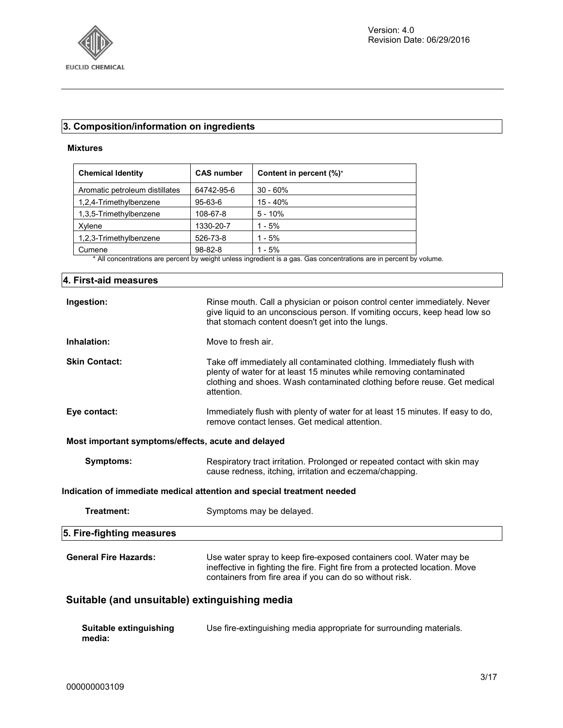## 3. Composition/information on ingredients

**Mixtures**

| Chemical Identity | CAS number | Content in percent (%)* |
|---|---|---|
| Aromatic petroleum distillates | 64742-95-6 | 30 - 60% |
| 1,2,4-Trimethylbenzene | 95-63-6 | 15 - 40% |
| 1,3,5-Trimethylbenzene | 108-67-8 | 5 - 10% |
| Xylene | 1330-20-7 | 1 - 5% |
| 1,2,3-Trimethylbenzene | 526-73-8 | 1 - 5% |
| Cumene | 98-82-8 | 1 - 5% |

* All concentrations are percent by weight unless ingredient is a gas. Gas concentrations are in percent by volume.

## 4. First-aid measures

**Ingestion:** Rinse mouth. Call a physician or poison control center immediately. Never give liquid to an unconscious person. If vomiting occurs, keep head low so that stomach content doesn't get into the lungs.

**Inhalation:** Move to fresh air.

**Skin Contact:** Take off immediately all contaminated clothing. Immediately flush with plenty of water for at least 15 minutes while removing contaminated clothing and shoes. Wash contaminated clothing before reuse. Get medical attention.

**Eye contact:** Immediately flush with plenty of water for at least 15 minutes. If easy to do, remove contact lenses. Get medical attention.

**Most important symptoms/effects, acute and delayed**

**Symptoms:** Respiratory tract irritation. Prolonged or repeated contact with skin may cause redness, itching, irritation and eczema/chapping.

**Indication of immediate medical attention and special treatment needed**

**Treatment:** Symptoms may be delayed.

## 5. Fire-fighting measures

**General Fire Hazards:** Use water spray to keep fire-exposed containers cool. Water may be ineffective in fighting the fire. Fight fire from a protected location. Move containers from fire area if you can do so without risk.

### Suitable (and unsuitable) extinguishing media

**Suitable extinguishing media:** Use fire-extinguishing media appropriate for surrounding materials.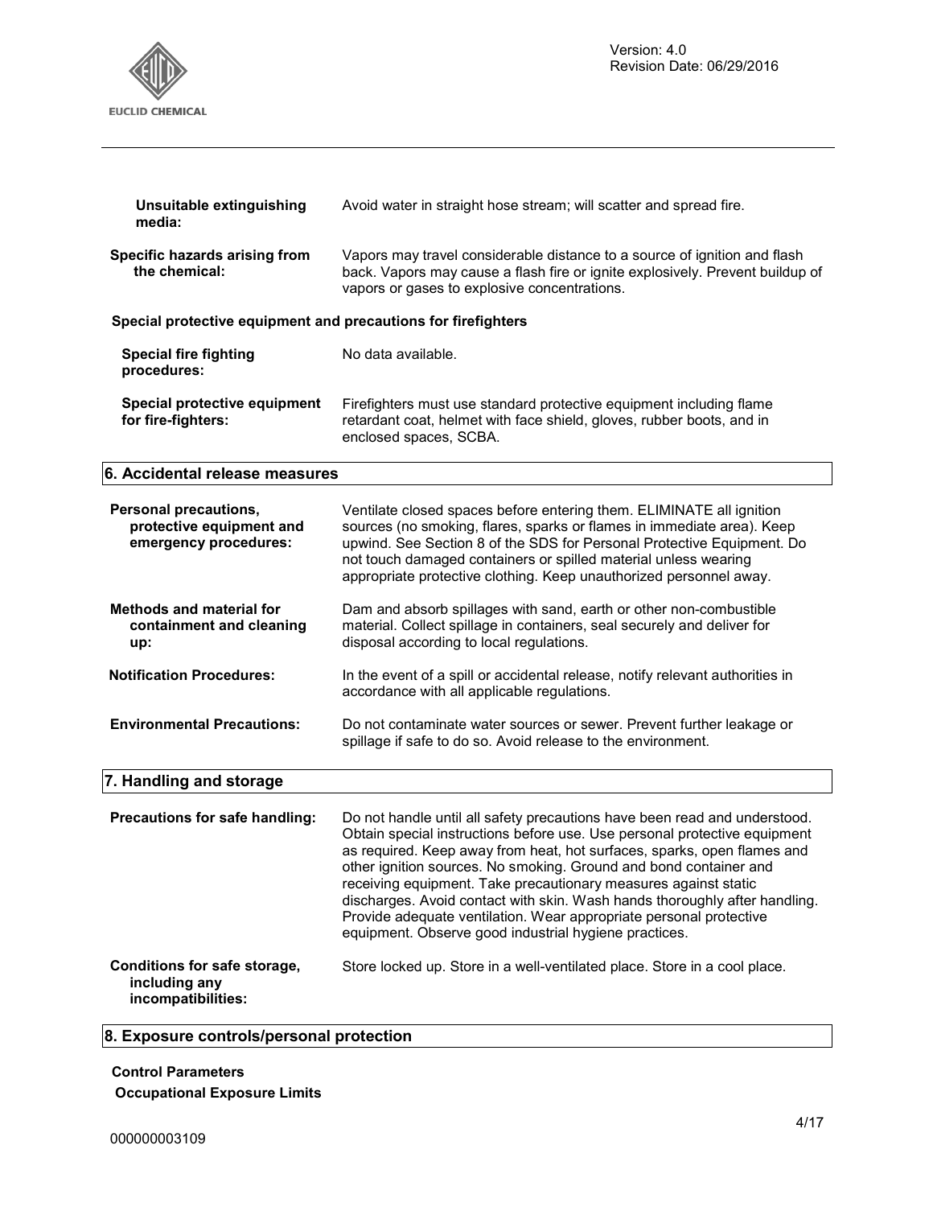**Unsuitable extinguishing media:** Avoid water in straight hose stream; will scatter and spread fire.

**Specific hazards arising from the chemical:** Vapors may travel considerable distance to a source of ignition and flash back. Vapors may cause a flash fire or ignite explosively. Prevent buildup of vapors or gases to explosive concentrations.

**Special protective equipment and precautions for firefighters**

**Special fire fighting procedures:** No data available.

**Special protective equipment for fire-fighters:** Firefighters must use standard protective equipment including flame retardant coat, helmet with face shield, gloves, rubber boots, and in enclosed spaces, SCBA.

## 6. Accidental release measures

**Personal precautions, protective equipment and emergency procedures:** Ventilate closed spaces before entering them. ELIMINATE all ignition sources (no smoking, flares, sparks or flames in immediate area). Keep upwind. See Section 8 of the SDS for Personal Protective Equipment. Do not touch damaged containers or spilled material unless wearing appropriate protective clothing. Keep unauthorized personnel away.

**Methods and material for containment and cleaning up:** Dam and absorb spillages with sand, earth or other non-combustible material. Collect spillage in containers, seal securely and deliver for disposal according to local regulations.

**Notification Procedures:** In the event of a spill or accidental release, notify relevant authorities in accordance with all applicable regulations.

**Environmental Precautions:** Do not contaminate water sources or sewer. Prevent further leakage or spillage if safe to do so. Avoid release to the environment.

## 7. Handling and storage

**Precautions for safe handling:** Do not handle until all safety precautions have been read and understood. Obtain special instructions before use. Use personal protective equipment as required. Keep away from heat, hot surfaces, sparks, open flames and other ignition sources. No smoking. Ground and bond container and receiving equipment. Take precautionary measures against static discharges. Avoid contact with skin. Wash hands thoroughly after handling. Provide adequate ventilation. Wear appropriate personal protective equipment. Observe good industrial hygiene practices.

**Conditions for safe storage, including any incompatibilities:** Store locked up. Store in a well-ventilated place. Store in a cool place.

## 8. Exposure controls/personal protection

**Control Parameters**

**Occupational Exposure Limits**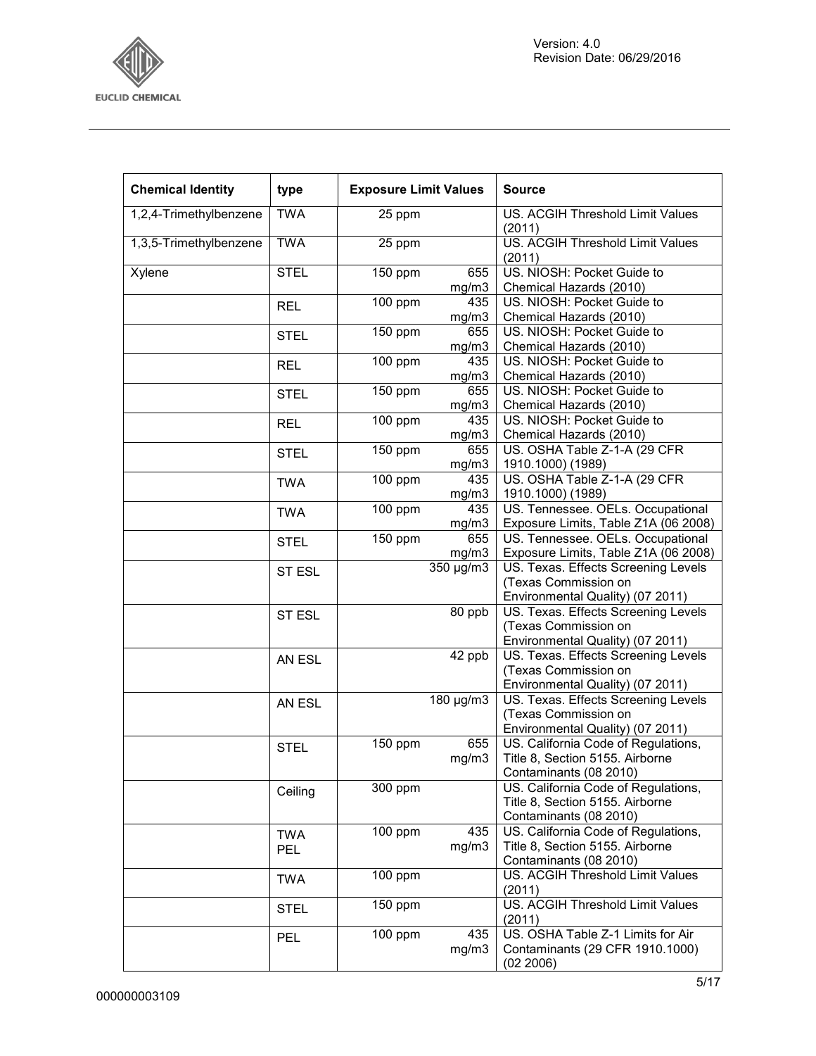| Chemical Identity | type | Exposure Limit Values | | Source |
|---|---|---|---|---|
| 1,2,4-Trimethylbenzene | TWA | 25 ppm | | US. ACGIH Threshold Limit Values (2011) |
| 1,3,5-Trimethylbenzene | TWA | 25 ppm | | US. ACGIH Threshold Limit Values (2011) |
| Xylene | STEL | 150 ppm | 655 mg/m3 | US. NIOSH: Pocket Guide to Chemical Hazards (2010) |
| | REL | 100 ppm | 435 mg/m3 | US. NIOSH: Pocket Guide to Chemical Hazards (2010) |
| | STEL | 150 ppm | 655 mg/m3 | US. NIOSH: Pocket Guide to Chemical Hazards (2010) |
| | REL | 100 ppm | 435 mg/m3 | US. NIOSH: Pocket Guide to Chemical Hazards (2010) |
| | STEL | 150 ppm | 655 mg/m3 | US. NIOSH: Pocket Guide to Chemical Hazards (2010) |
| | REL | 100 ppm | 435 mg/m3 | US. NIOSH: Pocket Guide to Chemical Hazards (2010) |
| | STEL | 150 ppm | 655 mg/m3 | US. OSHA Table Z-1-A (29 CFR 1910.1000) (1989) |
| | TWA | 100 ppm | 435 mg/m3 | US. OSHA Table Z-1-A (29 CFR 1910.1000) (1989) |
| | TWA | 100 ppm | 435 mg/m3 | US. Tennessee. OELs. Occupational Exposure Limits, Table Z1A (06 2008) |
| | STEL | 150 ppm | 655 mg/m3 | US. Tennessee. OELs. Occupational Exposure Limits, Table Z1A (06 2008) |
| | ST ESL | | 350 µg/m3 | US. Texas. Effects Screening Levels (Texas Commission on Environmental Quality) (07 2011) |
| | ST ESL | | 80 ppb | US. Texas. Effects Screening Levels (Texas Commission on Environmental Quality) (07 2011) |
| | AN ESL | | 42 ppb | US. Texas. Effects Screening Levels (Texas Commission on Environmental Quality) (07 2011) |
| | AN ESL | | 180 µg/m3 | US. Texas. Effects Screening Levels (Texas Commission on Environmental Quality) (07 2011) |
| | STEL | 150 ppm | 655 mg/m3 | US. California Code of Regulations, Title 8, Section 5155. Airborne Contaminants (08 2010) |
| | Ceiling | 300 ppm | | US. California Code of Regulations, Title 8, Section 5155. Airborne Contaminants (08 2010) |
| | TWA PEL | 100 ppm | 435 mg/m3 | US. California Code of Regulations, Title 8, Section 5155. Airborne Contaminants (08 2010) |
| | TWA | 100 ppm | | US. ACGIH Threshold Limit Values (2011) |
| | STEL | 150 ppm | | US. ACGIH Threshold Limit Values (2011) |
| | PEL | 100 ppm | 435 mg/m3 | US. OSHA Table Z-1 Limits for Air Contaminants (29 CFR 1910.1000) (02 2006) |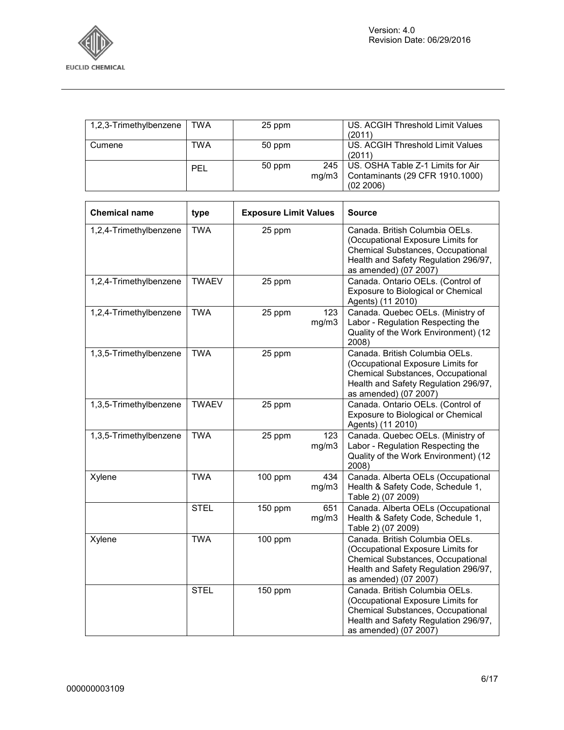| Chemical name | type | Exposure Limit Values | | Source |
|---|---|---|---|---|
| 1,2,3-Trimethylbenzene | TWA | 25 ppm | | US. ACGIH Threshold Limit Values (2011) |
| Cumene | TWA | 50 ppm | | US. ACGIH Threshold Limit Values (2011) |
| | PEL | 50 ppm | 245 mg/m3 | US. OSHA Table Z-1 Limits for Air Contaminants (29 CFR 1910.1000) (02 2006) |

| Chemical name | type | Exposure Limit Values | | Source |
|---|---|---|---|---|
| 1,2,4-Trimethylbenzene | TWA | 25 ppm | | Canada. British Columbia OELs. (Occupational Exposure Limits for Chemical Substances, Occupational Health and Safety Regulation 296/97, as amended) (07 2007) |
| 1,2,4-Trimethylbenzene | TWAEV | 25 ppm | | Canada. Ontario OELs. (Control of Exposure to Biological or Chemical Agents) (11 2010) |
| 1,2,4-Trimethylbenzene | TWA | 25 ppm | 123 mg/m3 | Canada. Quebec OELs. (Ministry of Labor - Regulation Respecting the Quality of the Work Environment) (12 2008) |
| 1,3,5-Trimethylbenzene | TWA | 25 ppm | | Canada. British Columbia OELs. (Occupational Exposure Limits for Chemical Substances, Occupational Health and Safety Regulation 296/97, as amended) (07 2007) |
| 1,3,5-Trimethylbenzene | TWAEV | 25 ppm | | Canada. Ontario OELs. (Control of Exposure to Biological or Chemical Agents) (11 2010) |
| 1,3,5-Trimethylbenzene | TWA | 25 ppm | 123 mg/m3 | Canada. Quebec OELs. (Ministry of Labor - Regulation Respecting the Quality of the Work Environment) (12 2008) |
| Xylene | TWA | 100 ppm | 434 mg/m3 | Canada. Alberta OELs (Occupational Health & Safety Code, Schedule 1, Table 2) (07 2009) |
| | STEL | 150 ppm | 651 mg/m3 | Canada. Alberta OELs (Occupational Health & Safety Code, Schedule 1, Table 2) (07 2009) |
| Xylene | TWA | 100 ppm | | Canada. British Columbia OELs. (Occupational Exposure Limits for Chemical Substances, Occupational Health and Safety Regulation 296/97, as amended) (07 2007) |
| | STEL | 150 ppm | | Canada. British Columbia OELs. (Occupational Exposure Limits for Chemical Substances, Occupational Health and Safety Regulation 296/97, as amended) (07 2007) |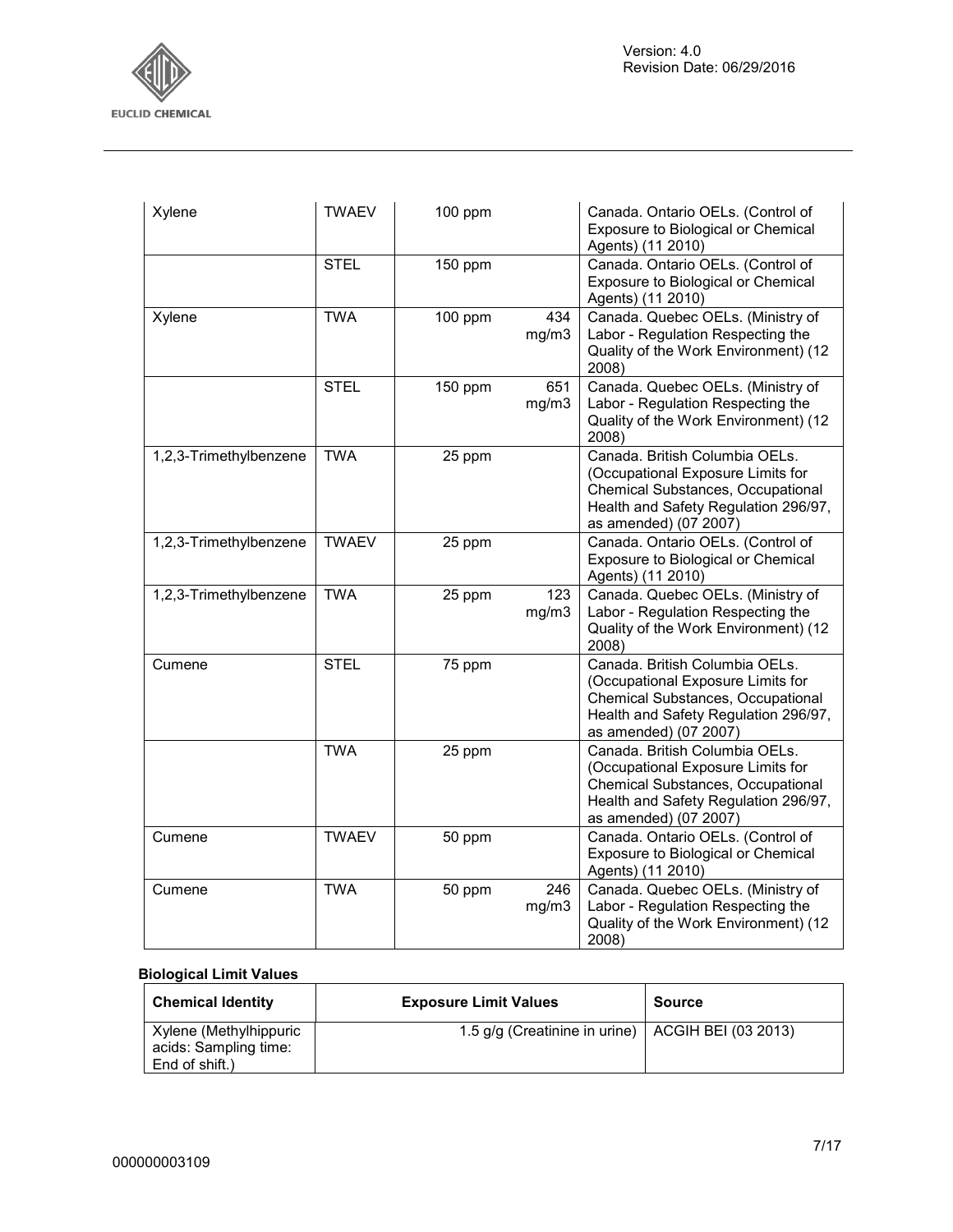| Xylene | TWAEV | 100 ppm | | Canada. Ontario OELs. (Control of Exposure to Biological or Chemical Agents) (11 2010) |
|---|---|---|---|---|
| | STEL | 150 ppm | | Canada. Ontario OELs. (Control of Exposure to Biological or Chemical Agents) (11 2010) |
| Xylene | TWA | 100 ppm | 434 mg/m3 | Canada. Quebec OELs. (Ministry of Labor - Regulation Respecting the Quality of the Work Environment) (12 2008) |
| | STEL | 150 ppm | 651 mg/m3 | Canada. Quebec OELs. (Ministry of Labor - Regulation Respecting the Quality of the Work Environment) (12 2008) |
| 1,2,3-Trimethylbenzene | TWA | 25 ppm | | Canada. British Columbia OELs. (Occupational Exposure Limits for Chemical Substances, Occupational Health and Safety Regulation 296/97, as amended) (07 2007) |
| 1,2,3-Trimethylbenzene | TWAEV | 25 ppm | | Canada. Ontario OELs. (Control of Exposure to Biological or Chemical Agents) (11 2010) |
| 1,2,3-Trimethylbenzene | TWA | 25 ppm | 123 mg/m3 | Canada. Quebec OELs. (Ministry of Labor - Regulation Respecting the Quality of the Work Environment) (12 2008) |
| Cumene | STEL | 75 ppm | | Canada. British Columbia OELs. (Occupational Exposure Limits for Chemical Substances, Occupational Health and Safety Regulation 296/97, as amended) (07 2007) |
| | TWA | 25 ppm | | Canada. British Columbia OELs. (Occupational Exposure Limits for Chemical Substances, Occupational Health and Safety Regulation 296/97, as amended) (07 2007) |
| Cumene | TWAEV | 50 ppm | | Canada. Ontario OELs. (Control of Exposure to Biological or Chemical Agents) (11 2010) |
| Cumene | TWA | 50 ppm | 246 mg/m3 | Canada. Quebec OELs. (Ministry of Labor - Regulation Respecting the Quality of the Work Environment) (12 2008) |

**Biological Limit Values**

| Chemical Identity | Exposure Limit Values | Source |
|---|---|---|
| Xylene (Methylhippuric acids: Sampling time: End of shift.) | 1.5 g/g (Creatinine in urine) | ACGIH BEI (03 2013) |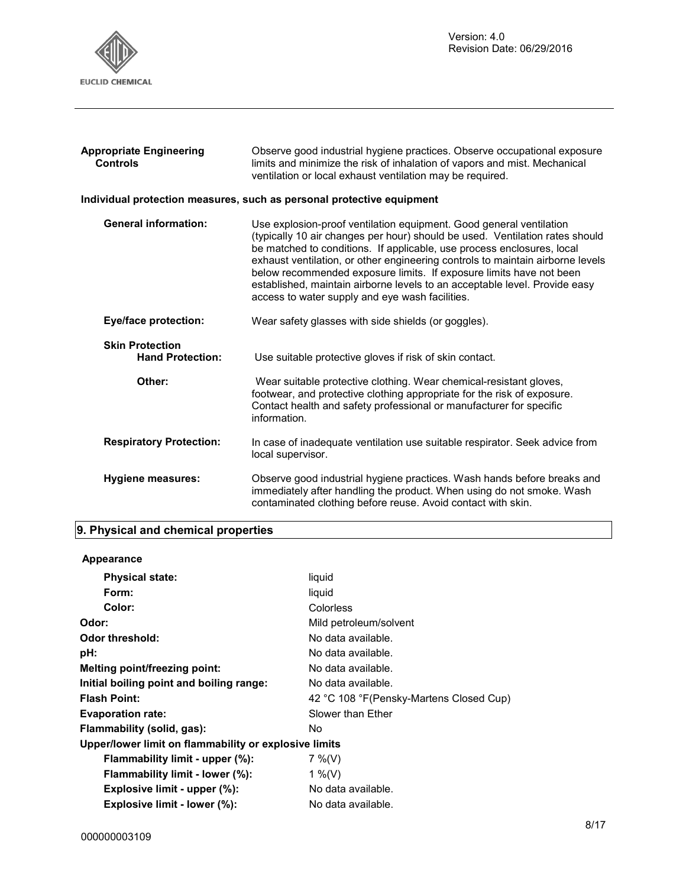**Appropriate Engineering Controls**: Observe good industrial hygiene practices. Observe occupational exposure limits and minimize the risk of inhalation of vapors and mist. Mechanical ventilation or local exhaust ventilation may be required.

**Individual protection measures, such as personal protective equipment**

**General information:** Use explosion-proof ventilation equipment. Good general ventilation (typically 10 air changes per hour) should be used. Ventilation rates should be matched to conditions. If applicable, use process enclosures, local exhaust ventilation, or other engineering controls to maintain airborne levels below recommended exposure limits. If exposure limits have not been established, maintain airborne levels to an acceptable level. Provide easy access to water supply and eye wash facilities.

**Eye/face protection:** Wear safety glasses with side shields (or goggles).

**Skin Protection**

**Hand Protection:** Use suitable protective gloves if risk of skin contact.

**Other:** Wear suitable protective clothing. Wear chemical-resistant gloves, footwear, and protective clothing appropriate for the risk of exposure. Contact health and safety professional or manufacturer for specific information.

**Respiratory Protection:** In case of inadequate ventilation use suitable respirator. Seek advice from local supervisor.

**Hygiene measures:** Observe good industrial hygiene practices. Wash hands before breaks and immediately after handling the product. When using do not smoke. Wash contaminated clothing before reuse. Avoid contact with skin.

## 9. Physical and chemical properties

**Appearance**

| | |
|---|---|
| **Physical state:** | liquid |
| **Form:** | liquid |
| **Color:** | Colorless |
| **Odor:** | Mild petroleum/solvent |
| **Odor threshold:** | No data available. |
| **pH:** | No data available. |
| **Melting point/freezing point:** | No data available. |
| **Initial boiling point and boiling range:** | No data available. |
| **Flash Point:** | 42 °C 108 °F(Pensky-Martens Closed Cup) |
| **Evaporation rate:** | Slower than Ether |
| **Flammability (solid, gas):** | No |
| **Upper/lower limit on flammability or explosive limits** | |
| **Flammability limit - upper (%):** | 7 %(V) |
| **Flammability limit - lower (%):** | 1 %(V) |
| **Explosive limit - upper (%):** | No data available. |
| **Explosive limit - lower (%):** | No data available. |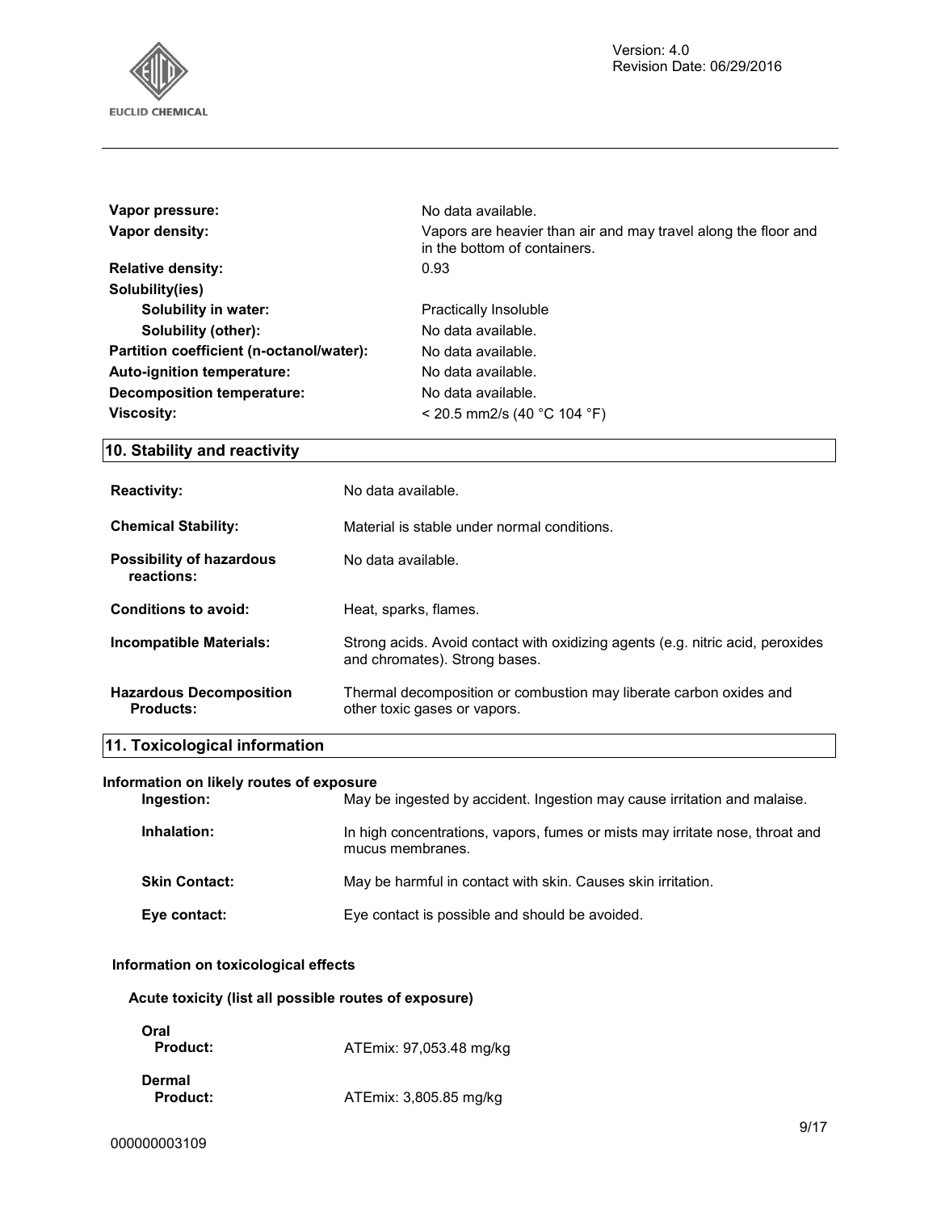| | |
|---|---|
| **Vapor pressure:** | No data available. |
| **Vapor density:** | Vapors are heavier than air and may travel along the floor and in the bottom of containers. |
| **Relative density:** | 0.93 |
| **Solubility(ies)** | |
| **Solubility in water:** | Practically Insoluble |
| **Solubility (other):** | No data available. |
| **Partition coefficient (n-octanol/water):** | No data available. |
| **Auto-ignition temperature:** | No data available. |
| **Decomposition temperature:** | No data available. |
| **Viscosity:** | < 20.5 mm2/s (40 °C 104 °F) |

## 10. Stability and reactivity

| | |
|---|---|
| **Reactivity:** | No data available. |
| **Chemical Stability:** | Material is stable under normal conditions. |
| **Possibility of hazardous reactions:** | No data available. |
| **Conditions to avoid:** | Heat, sparks, flames. |
| **Incompatible Materials:** | Strong acids. Avoid contact with oxidizing agents (e.g. nitric acid, peroxides and chromates). Strong bases. |
| **Hazardous Decomposition Products:** | Thermal decomposition or combustion may liberate carbon oxides and other toxic gases or vapors. |

## 11. Toxicological information

**Information on likely routes of exposure**

| | |
|---|---|
| **Ingestion:** | May be ingested by accident. Ingestion may cause irritation and malaise. |
| **Inhalation:** | In high concentrations, vapors, fumes or mists may irritate nose, throat and mucus membranes. |
| **Skin Contact:** | May be harmful in contact with skin. Causes skin irritation. |
| **Eye contact:** | Eye contact is possible and should be avoided. |

**Information on toxicological effects**

**Acute toxicity (list all possible routes of exposure)**

**Oral**

| | |
|---|---|
| **Product:** | ATEmix: 97,053.48 mg/kg |

**Dermal**

| | |
|---|---|
| **Product:** | ATEmix: 3,805.85 mg/kg |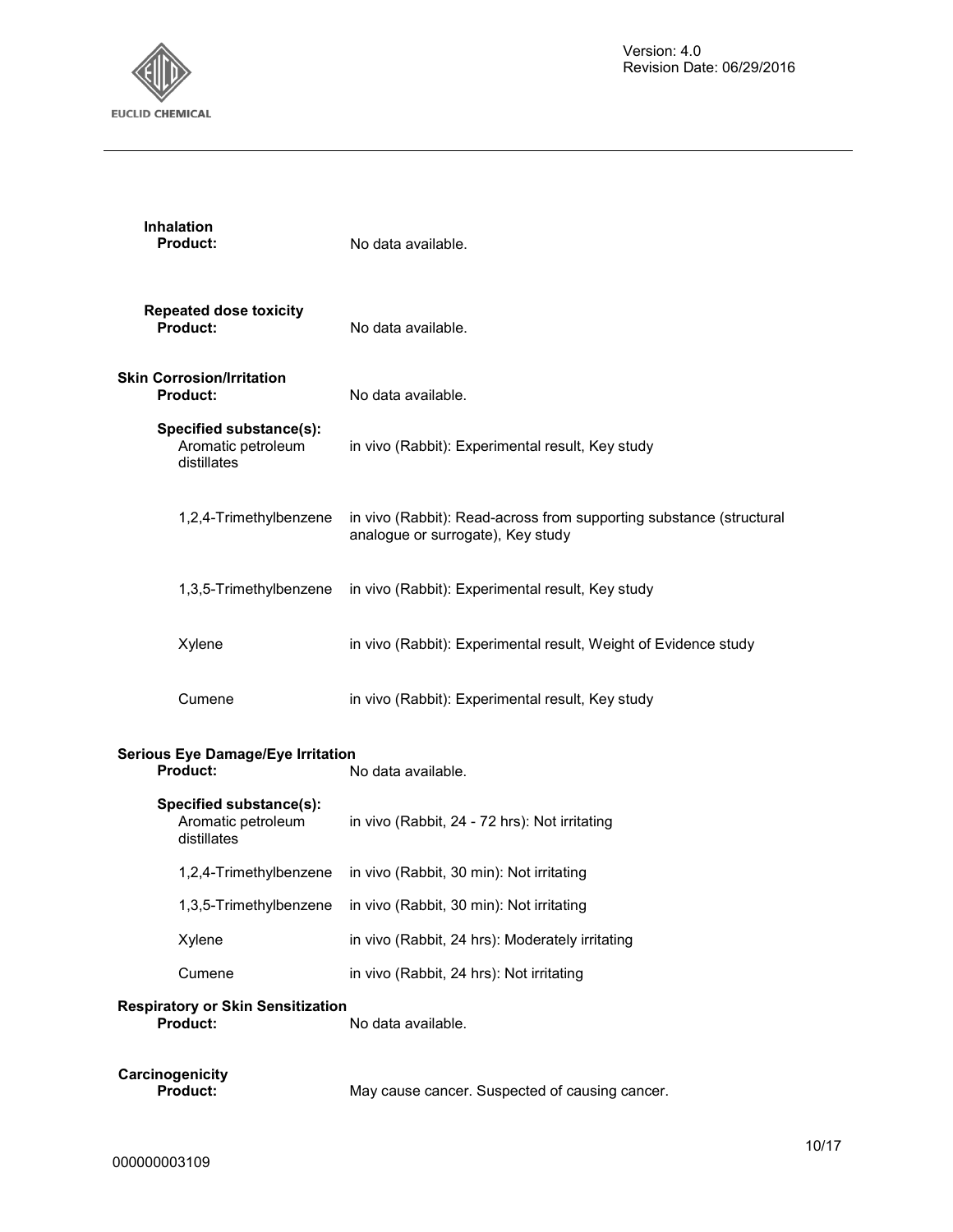**Inhalation**

**Product:** No data available.

**Repeated dose toxicity**

**Product:** No data available.

**Skin Corrosion/Irritation**

**Product:** No data available.

**Specified substance(s):**

| | |
|---|---|
| Aromatic petroleum distillates | in vivo (Rabbit): Experimental result, Key study |
| 1,2,4-Trimethylbenzene | in vivo (Rabbit): Read-across from supporting substance (structural analogue or surrogate), Key study |
| 1,3,5-Trimethylbenzene | in vivo (Rabbit): Experimental result, Key study |
| Xylene | in vivo (Rabbit): Experimental result, Weight of Evidence study |
| Cumene | in vivo (Rabbit): Experimental result, Key study |

**Serious Eye Damage/Eye Irritation**

**Product:** No data available.

**Specified substance(s):**

| | |
|---|---|
| Aromatic petroleum distillates | in vivo (Rabbit, 24 - 72 hrs): Not irritating |
| 1,2,4-Trimethylbenzene | in vivo (Rabbit, 30 min): Not irritating |
| 1,3,5-Trimethylbenzene | in vivo (Rabbit, 30 min): Not irritating |
| Xylene | in vivo (Rabbit, 24 hrs): Moderately irritating |
| Cumene | in vivo (Rabbit, 24 hrs): Not irritating |

**Respiratory or Skin Sensitization**

**Product:** No data available.

**Carcinogenicity**

**Product:** May cause cancer. Suspected of causing cancer.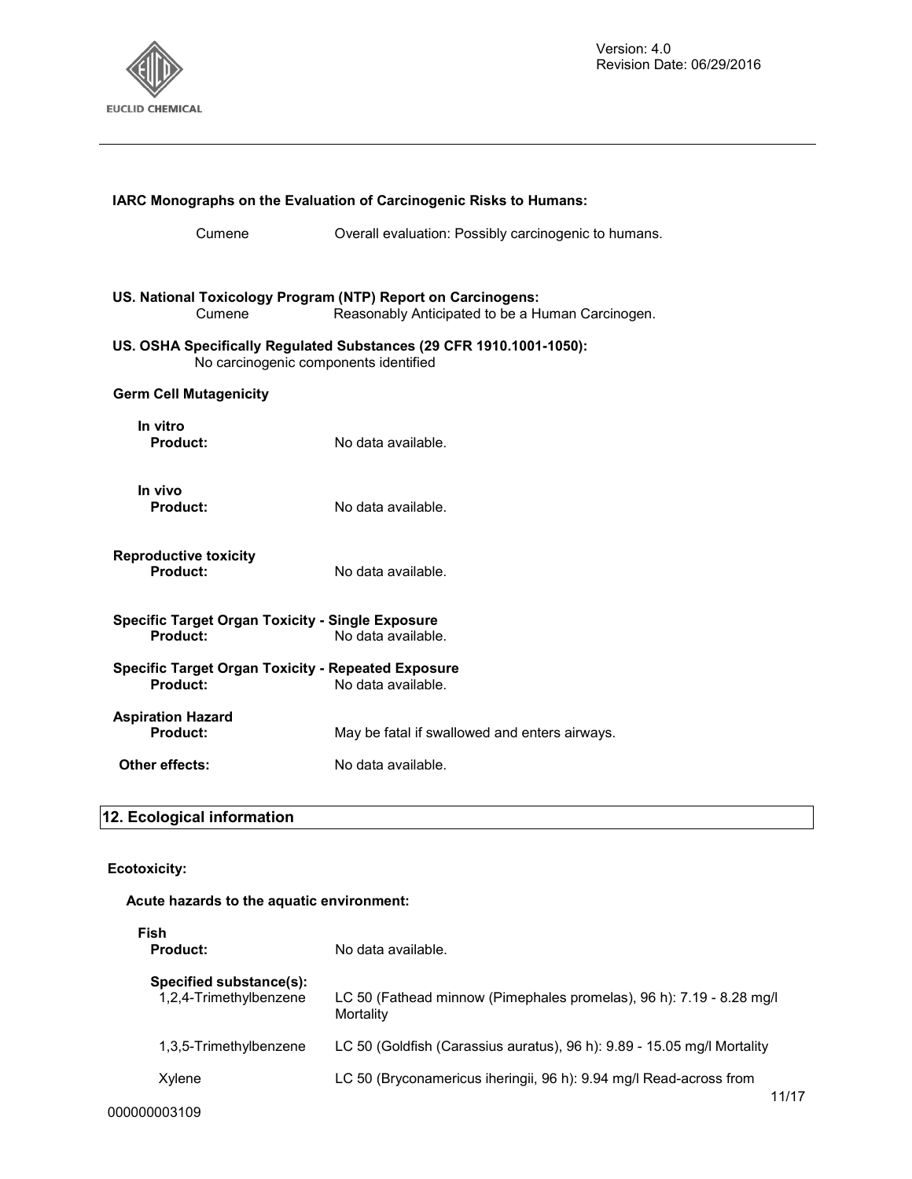**IARC Monographs on the Evaluation of Carcinogenic Risks to Humans:**

Cumene — Overall evaluation: Possibly carcinogenic to humans.

**US. National Toxicology Program (NTP) Report on Carcinogens:**

Cumene — Reasonably Anticipated to be a Human Carcinogen.

**US. OSHA Specifically Regulated Substances (29 CFR 1910.1001-1050):**

No carcinogenic components identified

**Germ Cell Mutagenicity**

**In vitro**

**Product:** No data available.

**In vivo**

**Product:** No data available.

**Reproductive toxicity**

**Product:** No data available.

**Specific Target Organ Toxicity - Single Exposure**

**Product:** No data available.

**Specific Target Organ Toxicity - Repeated Exposure**

**Product:** No data available.

**Aspiration Hazard**

**Product:** May be fatal if swallowed and enters airways.

**Other effects:** No data available.

## 12. Ecological information

**Ecotoxicity:**

**Acute hazards to the aquatic environment:**

**Fish**

**Product:** No data available.

**Specified substance(s):**

| | |
|---|---|
| 1,2,4-Trimethylbenzene | LC 50 (Fathead minnow (Pimephales promelas), 96 h): 7.19 - 8.28 mg/l Mortality |
| 1,3,5-Trimethylbenzene | LC 50 (Goldfish (Carassius auratus), 96 h): 9.89 - 15.05 mg/l Mortality |
| Xylene | LC 50 (Bryconamericus iheringii, 96 h): 9.94 mg/l Read-across from |

000000003109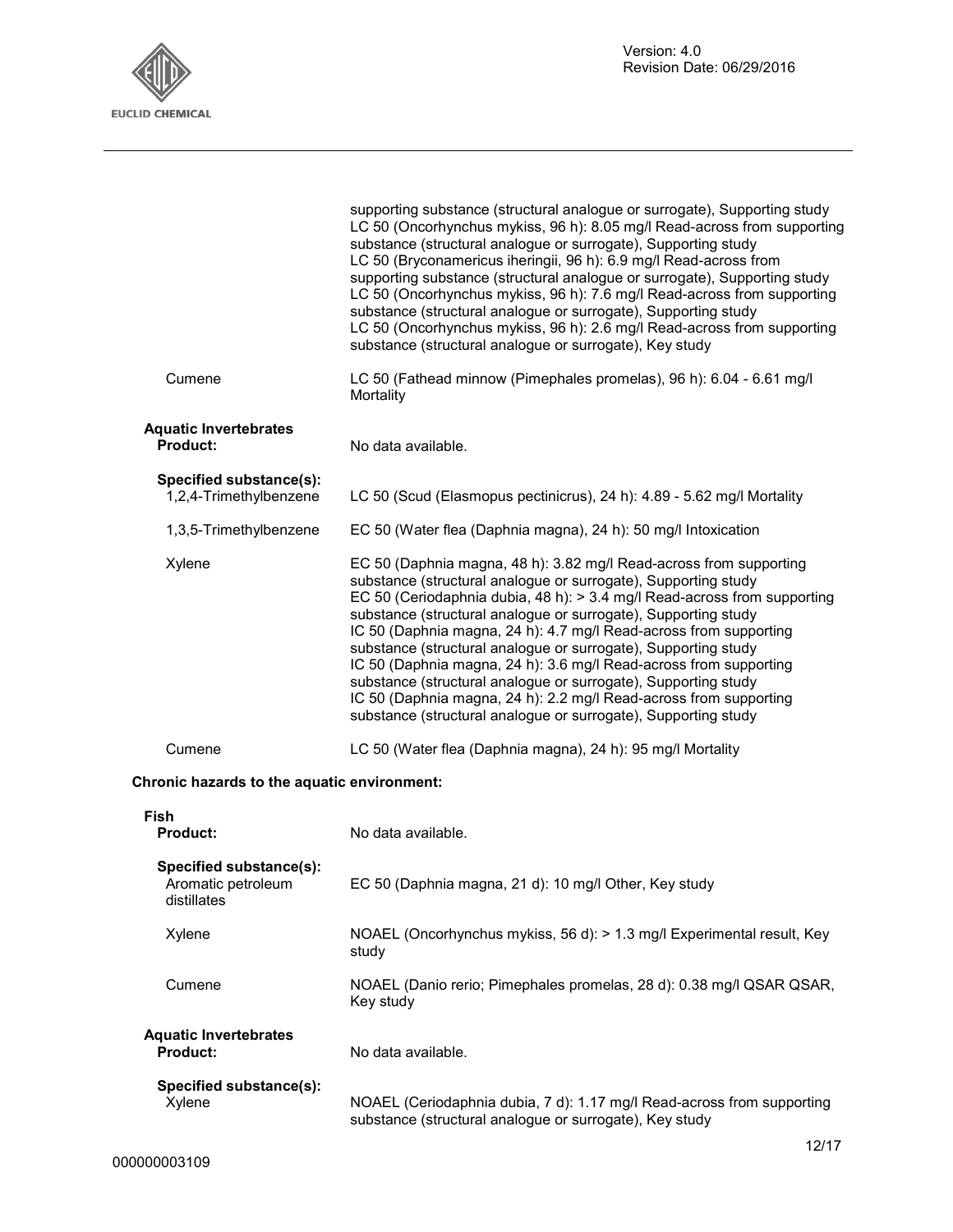| | |
|---|---|
| | supporting substance (structural analogue or surrogate), Supporting study<br>LC 50 (Oncorhynchus mykiss, 96 h): 8.05 mg/l Read-across from supporting substance (structural analogue or surrogate), Supporting study<br>LC 50 (Bryconamericus iheringii, 96 h): 6.9 mg/l Read-across from supporting substance (structural analogue or surrogate), Supporting study<br>LC 50 (Oncorhynchus mykiss, 96 h): 7.6 mg/l Read-across from supporting substance (structural analogue or surrogate), Supporting study<br>LC 50 (Oncorhynchus mykiss, 96 h): 2.6 mg/l Read-across from supporting substance (structural analogue or surrogate), Key study |
| Cumene | LC 50 (Fathead minnow (Pimephales promelas), 96 h): 6.04 - 6.61 mg/l Mortality |

**Aquatic Invertebrates**

| | |
|---|---|
| **Product:** | No data available. |
| **Specified substance(s):** | |
| 1,2,4-Trimethylbenzene | LC 50 (Scud (Elasmopus pectinicrus), 24 h): 4.89 - 5.62 mg/l Mortality |
| 1,3,5-Trimethylbenzene | EC 50 (Water flea (Daphnia magna), 24 h): 50 mg/l Intoxication |
| Xylene | EC 50 (Daphnia magna, 48 h): 3.82 mg/l Read-across from supporting substance (structural analogue or surrogate), Supporting study<br>EC 50 (Ceriodaphnia dubia, 48 h): > 3.4 mg/l Read-across from supporting substance (structural analogue or surrogate), Supporting study<br>IC 50 (Daphnia magna, 24 h): 4.7 mg/l Read-across from supporting substance (structural analogue or surrogate), Supporting study<br>IC 50 (Daphnia magna, 24 h): 3.6 mg/l Read-across from supporting substance (structural analogue or surrogate), Supporting study<br>IC 50 (Daphnia magna, 24 h): 2.2 mg/l Read-across from supporting substance (structural analogue or surrogate), Supporting study |
| Cumene | LC 50 (Water flea (Daphnia magna), 24 h): 95 mg/l Mortality |

**Chronic hazards to the aquatic environment:**

**Fish**

| | |
|---|---|
| **Product:** | No data available. |
| **Specified substance(s):** | |
| Aromatic petroleum distillates | EC 50 (Daphnia magna, 21 d): 10 mg/l Other, Key study |
| Xylene | NOAEL (Oncorhynchus mykiss, 56 d): > 1.3 mg/l Experimental result, Key study |
| Cumene | NOAEL (Danio rerio; Pimephales promelas, 28 d): 0.38 mg/l QSAR QSAR, Key study |

**Aquatic Invertebrates**

| | |
|---|---|
| **Product:** | No data available. |
| **Specified substance(s):** | |
| Xylene | NOAEL (Ceriodaphnia dubia, 7 d): 1.17 mg/l Read-across from supporting substance (structural analogue or surrogate), Key study |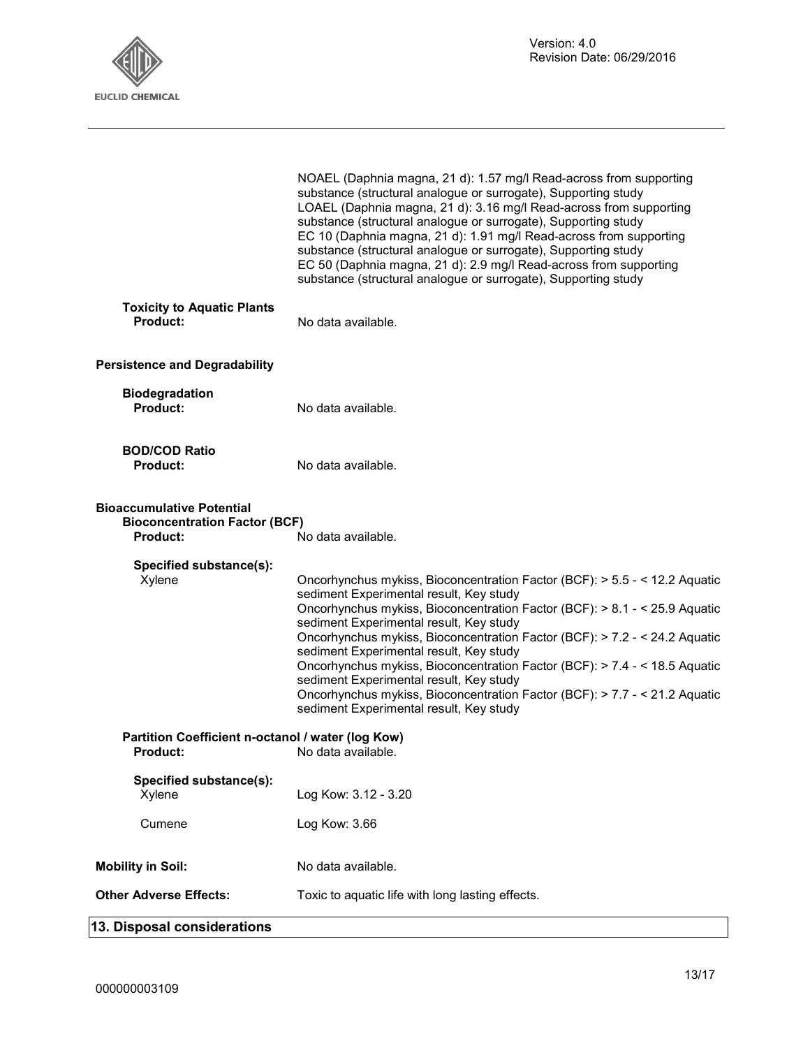NOAEL (Daphnia magna, 21 d): 1.57 mg/l Read-across from supporting substance (structural analogue or surrogate), Supporting study
LOAEL (Daphnia magna, 21 d): 3.16 mg/l Read-across from supporting substance (structural analogue or surrogate), Supporting study
EC 10 (Daphnia magna, 21 d): 1.91 mg/l Read-across from supporting substance (structural analogue or surrogate), Supporting study
EC 50 (Daphnia magna, 21 d): 2.9 mg/l Read-across from supporting substance (structural analogue or surrogate), Supporting study

**Toxicity to Aquatic Plants**
**Product:** No data available.

**Persistence and Degradability**

**Biodegradation**
**Product:** No data available.

**BOD/COD Ratio**
**Product:** No data available.

**Bioaccumulative Potential**
**Bioconcentration Factor (BCF)**
**Product:** No data available.

**Specified substance(s):**
Xylene
Oncorhynchus mykiss, Bioconcentration Factor (BCF): > 5.5 - < 12.2 Aquatic sediment Experimental result, Key study
Oncorhynchus mykiss, Bioconcentration Factor (BCF): > 8.1 - < 25.9 Aquatic sediment Experimental result, Key study
Oncorhynchus mykiss, Bioconcentration Factor (BCF): > 7.2 - < 24.2 Aquatic sediment Experimental result, Key study
Oncorhynchus mykiss, Bioconcentration Factor (BCF): > 7.4 - < 18.5 Aquatic sediment Experimental result, Key study
Oncorhynchus mykiss, Bioconcentration Factor (BCF): > 7.7 - < 21.2 Aquatic sediment Experimental result, Key study

**Partition Coefficient n-octanol / water (log Kow)**
**Product:** No data available.

**Specified substance(s):**
Xylene: Log Kow: 3.12 - 3.20

Cumene: Log Kow: 3.66

**Mobility in Soil:** No data available.

**Other Adverse Effects:** Toxic to aquatic life with long lasting effects.

## 13. Disposal considerations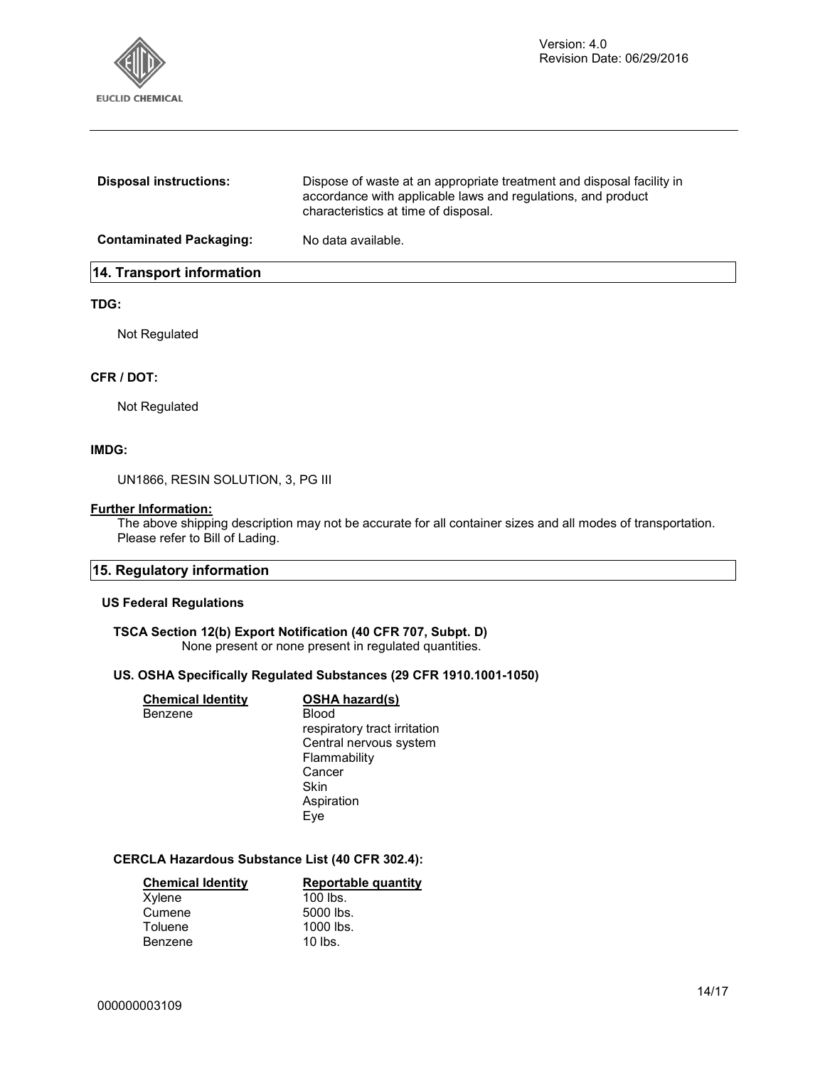| | |
|---|---|
| **Disposal instructions:** | Dispose of waste at an appropriate treatment and disposal facility in accordance with applicable laws and regulations, and product characteristics at time of disposal. |
| **Contaminated Packaging:** | No data available. |

## 14. Transport information

**TDG:**

Not Regulated

**CFR / DOT:**

Not Regulated

**IMDG:**

UN1866, RESIN SOLUTION, 3, PG III

**Further Information:**

The above shipping description may not be accurate for all container sizes and all modes of transportation. Please refer to Bill of Lading.

## 15. Regulatory information

### US Federal Regulations

**TSCA Section 12(b) Export Notification (40 CFR 707, Subpt. D)**

None present or none present in regulated quantities.

**US. OSHA Specifically Regulated Substances (29 CFR 1910.1001-1050)**

| Chemical Identity | OSHA hazard(s) |
|---|---|
| Benzene | Blood<br>respiratory tract irritation<br>Central nervous system<br>Flammability<br>Cancer<br>Skin<br>Aspiration<br>Eye |

**CERCLA Hazardous Substance List (40 CFR 302.4):**

| Chemical Identity | Reportable quantity |
|---|---|
| Xylene | 100 lbs. |
| Cumene | 5000 lbs. |
| Toluene | 1000 lbs. |
| Benzene | 10 lbs. |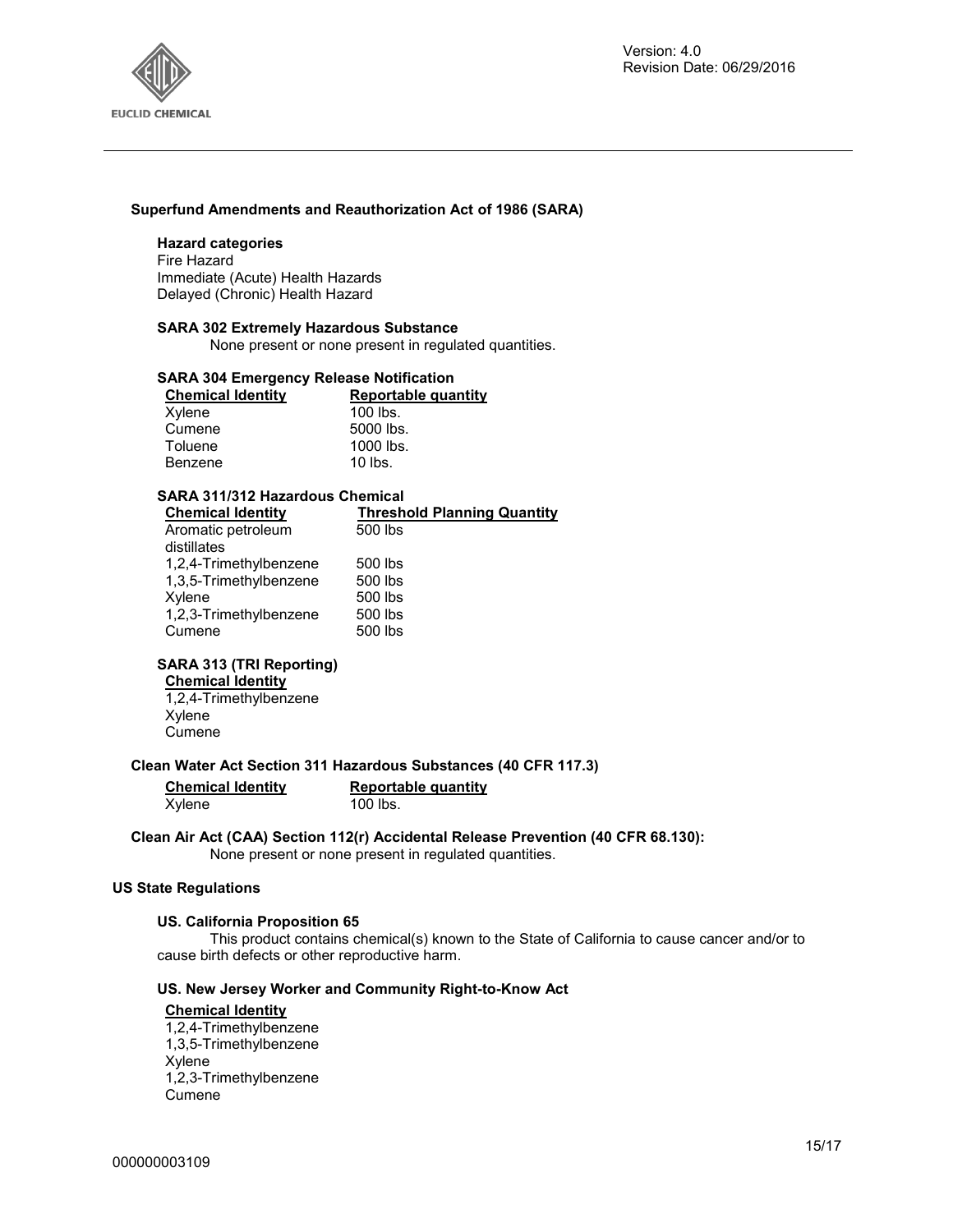### Superfund Amendments and Reauthorization Act of 1986 (SARA)

**Hazard categories**

Fire Hazard
Immediate (Acute) Health Hazards
Delayed (Chronic) Health Hazard

**SARA 302 Extremely Hazardous Substance**

None present or none present in regulated quantities.

**SARA 304 Emergency Release Notification**

| Chemical Identity | Reportable quantity |
| --- | --- |
| Xylene | 100 lbs. |
| Cumene | 5000 lbs. |
| Toluene | 1000 lbs. |
| Benzene | 10 lbs. |

**SARA 311/312 Hazardous Chemical**

| Chemical Identity | Threshold Planning Quantity |
| --- | --- |
| Aromatic petroleum distillates | 500 lbs |
| 1,2,4-Trimethylbenzene | 500 lbs |
| 1,3,5-Trimethylbenzene | 500 lbs |
| Xylene | 500 lbs |
| 1,2,3-Trimethylbenzene | 500 lbs |
| Cumene | 500 lbs |

**SARA 313 (TRI Reporting)**

| Chemical Identity |
| --- |
| 1,2,4-Trimethylbenzene |
| Xylene |
| Cumene |

### Clean Water Act Section 311 Hazardous Substances (40 CFR 117.3)

| Chemical Identity | Reportable quantity |
| --- | --- |
| Xylene | 100 lbs. |

### Clean Air Act (CAA) Section 112(r) Accidental Release Prevention (40 CFR 68.130):

None present or none present in regulated quantities.

## US State Regulations

**US. California Proposition 65**

This product contains chemical(s) known to the State of California to cause cancer and/or to cause birth defects or other reproductive harm.

**US. New Jersey Worker and Community Right-to-Know Act**

| Chemical Identity |
| --- |
| 1,2,4-Trimethylbenzene |
| 1,3,5-Trimethylbenzene |
| Xylene |
| 1,2,3-Trimethylbenzene |
| Cumene |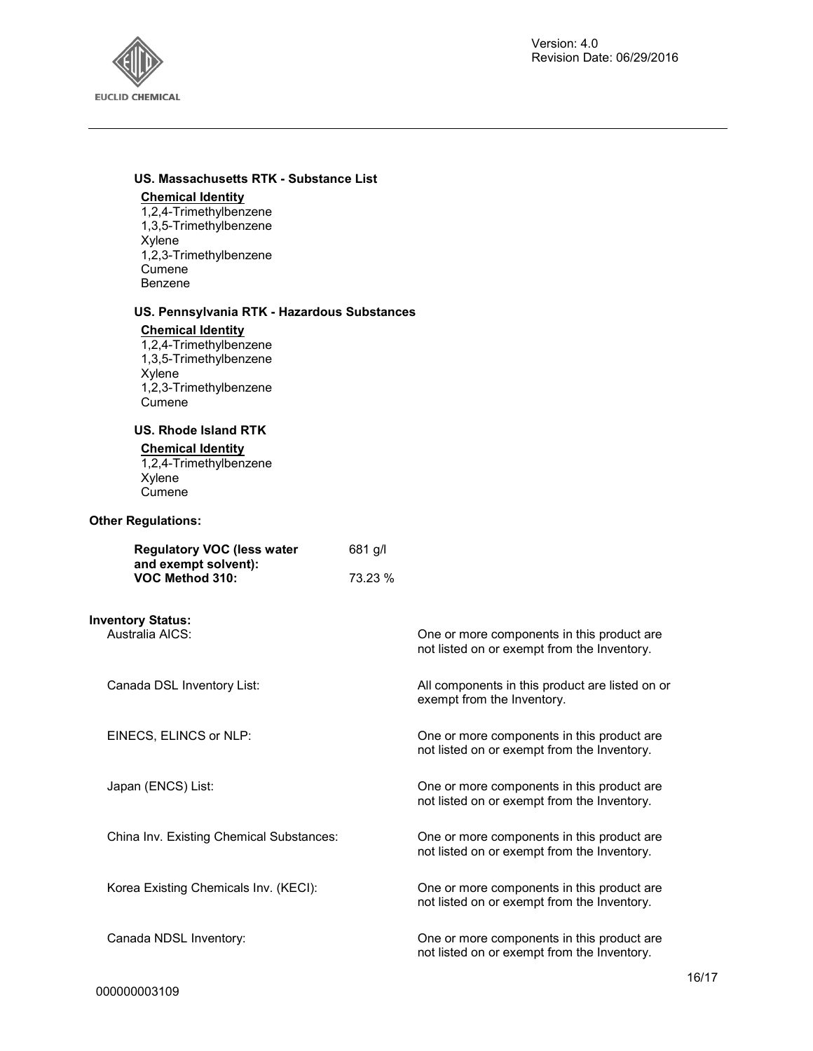**US. Massachusetts RTK - Substance List**

**Chemical Identity**

1,2,4-Trimethylbenzene
1,3,5-Trimethylbenzene
Xylene
1,2,3-Trimethylbenzene
Cumene
Benzene

**US. Pennsylvania RTK - Hazardous Substances**

**Chemical Identity**

1,2,4-Trimethylbenzene
1,3,5-Trimethylbenzene
Xylene
1,2,3-Trimethylbenzene
Cumene

**US. Rhode Island RTK**

**Chemical Identity**

1,2,4-Trimethylbenzene
Xylene
Cumene

**Other Regulations:**

| | |
|---|---|
| **Regulatory VOC (less water and exempt solvent):** | 681 g/l |
| **VOC Method 310:** | 73.23 % |

**Inventory Status:**

| | |
|---|---|
| Australia AICS: | One or more components in this product are not listed on or exempt from the Inventory. |
| Canada DSL Inventory List: | All components in this product are listed on or exempt from the Inventory. |
| EINECS, ELINCS or NLP: | One or more components in this product are not listed on or exempt from the Inventory. |
| Japan (ENCS) List: | One or more components in this product are not listed on or exempt from the Inventory. |
| China Inv. Existing Chemical Substances: | One or more components in this product are not listed on or exempt from the Inventory. |
| Korea Existing Chemicals Inv. (KECI): | One or more components in this product are not listed on or exempt from the Inventory. |
| Canada NDSL Inventory: | One or more components in this product are not listed on or exempt from the Inventory. |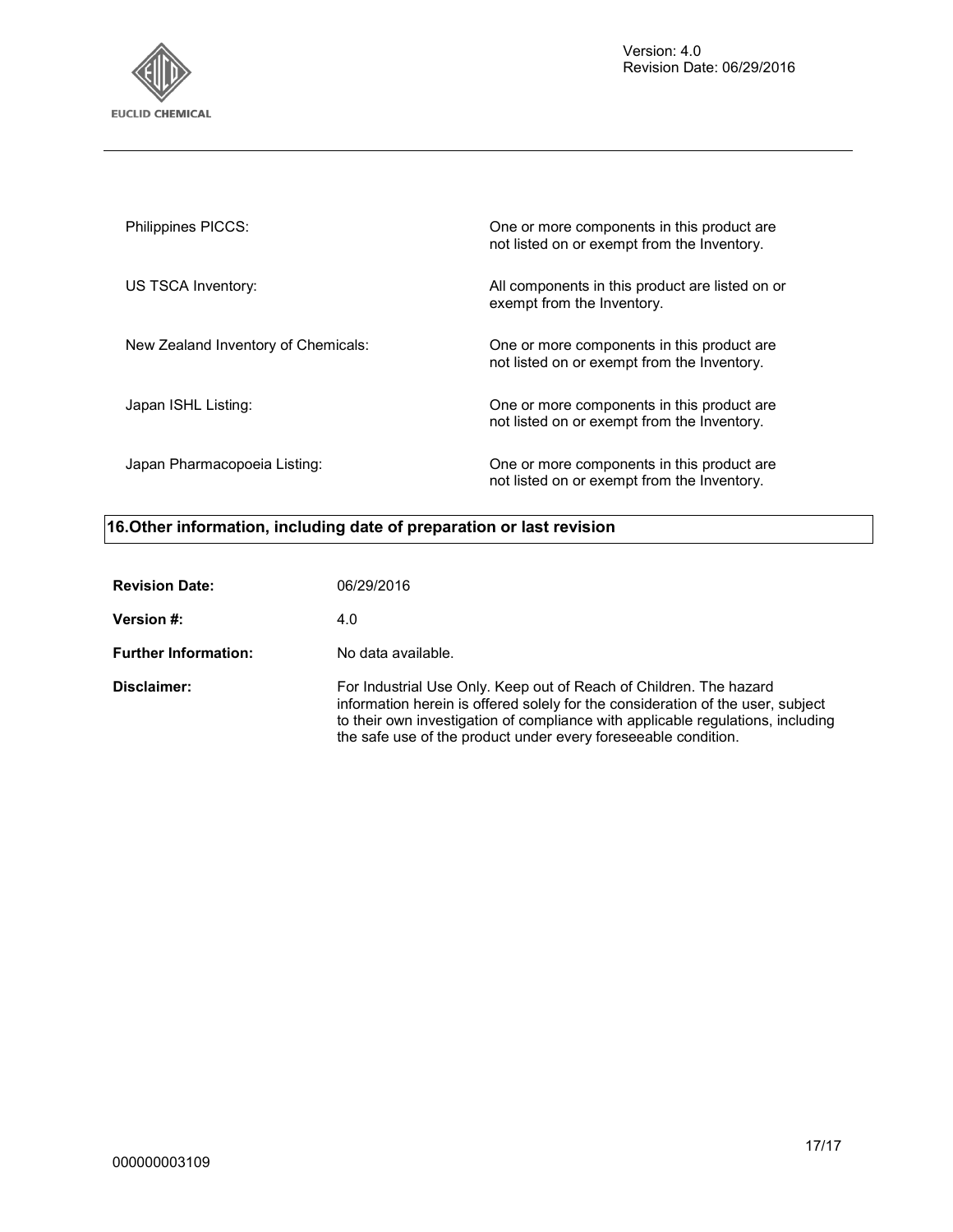| | |
|---|---|
| Philippines PICCS: | One or more components in this product are not listed on or exempt from the Inventory. |
| US TSCA Inventory: | All components in this product are listed on or exempt from the Inventory. |
| New Zealand Inventory of Chemicals: | One or more components in this product are not listed on or exempt from the Inventory. |
| Japan ISHL Listing: | One or more components in this product are not listed on or exempt from the Inventory. |
| Japan Pharmacopoeia Listing: | One or more components in this product are not listed on or exempt from the Inventory. |

## 16.Other information, including date of preparation or last revision

| | |
|---|---|
| **Revision Date:** | 06/29/2016 |
| **Version #:** | 4.0 |
| **Further Information:** | No data available. |
| **Disclaimer:** | For Industrial Use Only. Keep out of Reach of Children. The hazard information herein is offered solely for the consideration of the user, subject to their own investigation of compliance with applicable regulations, including the safe use of the product under every foreseeable condition. |

000000003109